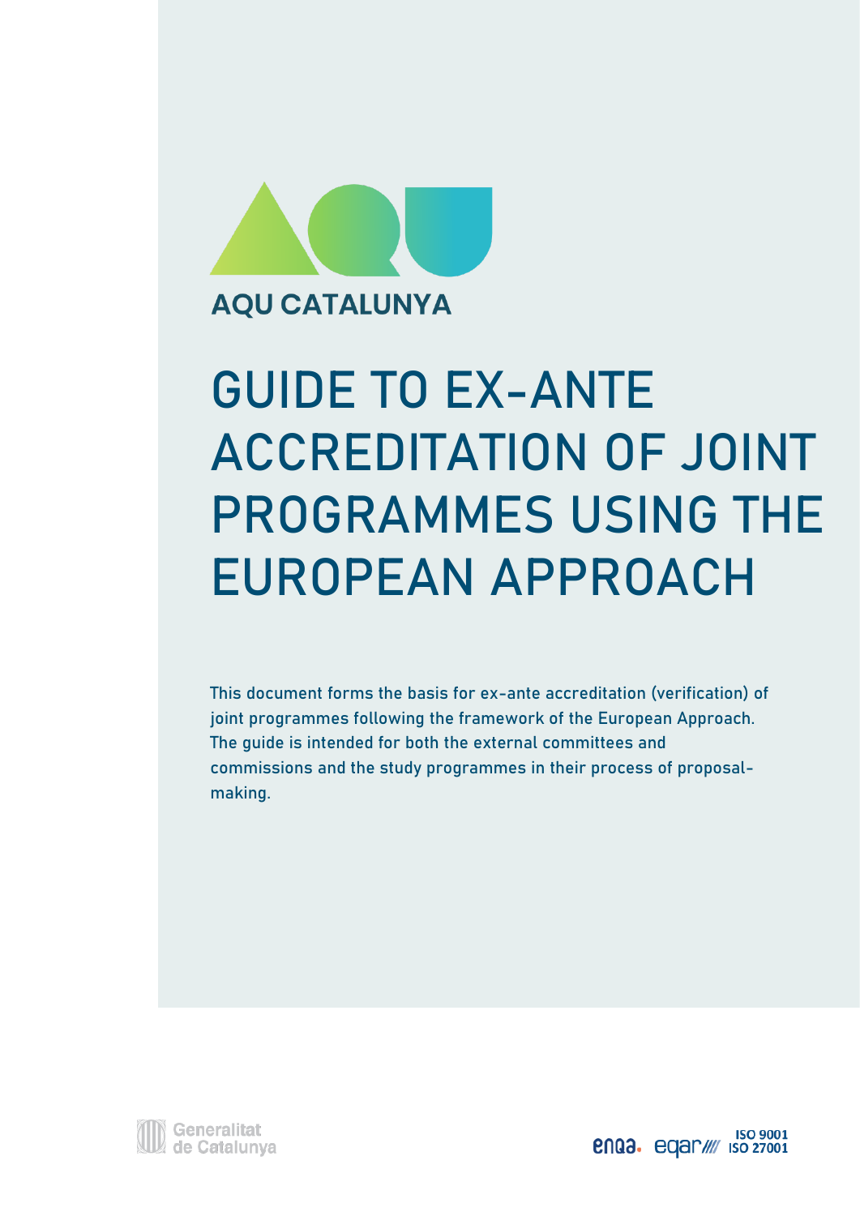AQU CATALUNYA

# GUIDE TO EX-ANTE ACCREDITATION OF JOINT PROGRAMMES USING THE EUROPEAN APPROACH

This document forms the basis for ex-ante accreditation (verification) of joint programmes following the framework of the European Approach. The guide is intended for both the external committees and commissions and the study programmes in their process of proposal-making.

Generalitat de Catalunya

enqa. eqar ISO 9001 ISO 27001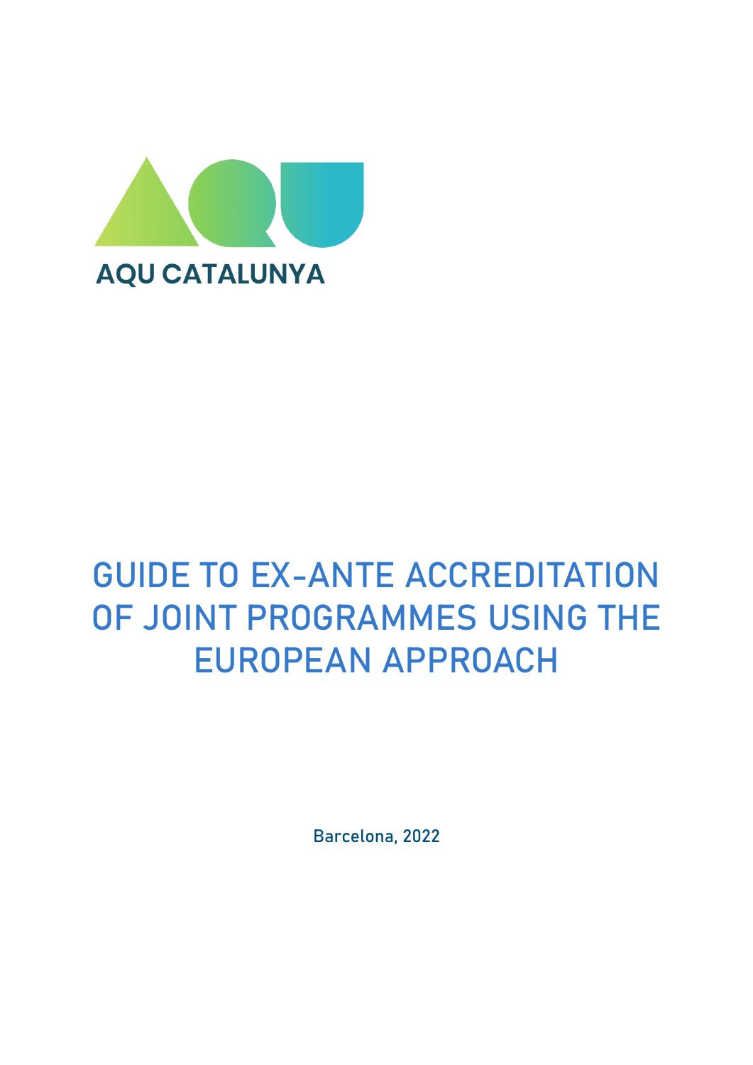AQU CATALUNYA

# GUIDE TO EX-ANTE ACCREDITATION OF JOINT PROGRAMMES USING THE EUROPEAN APPROACH

Barcelona, 2022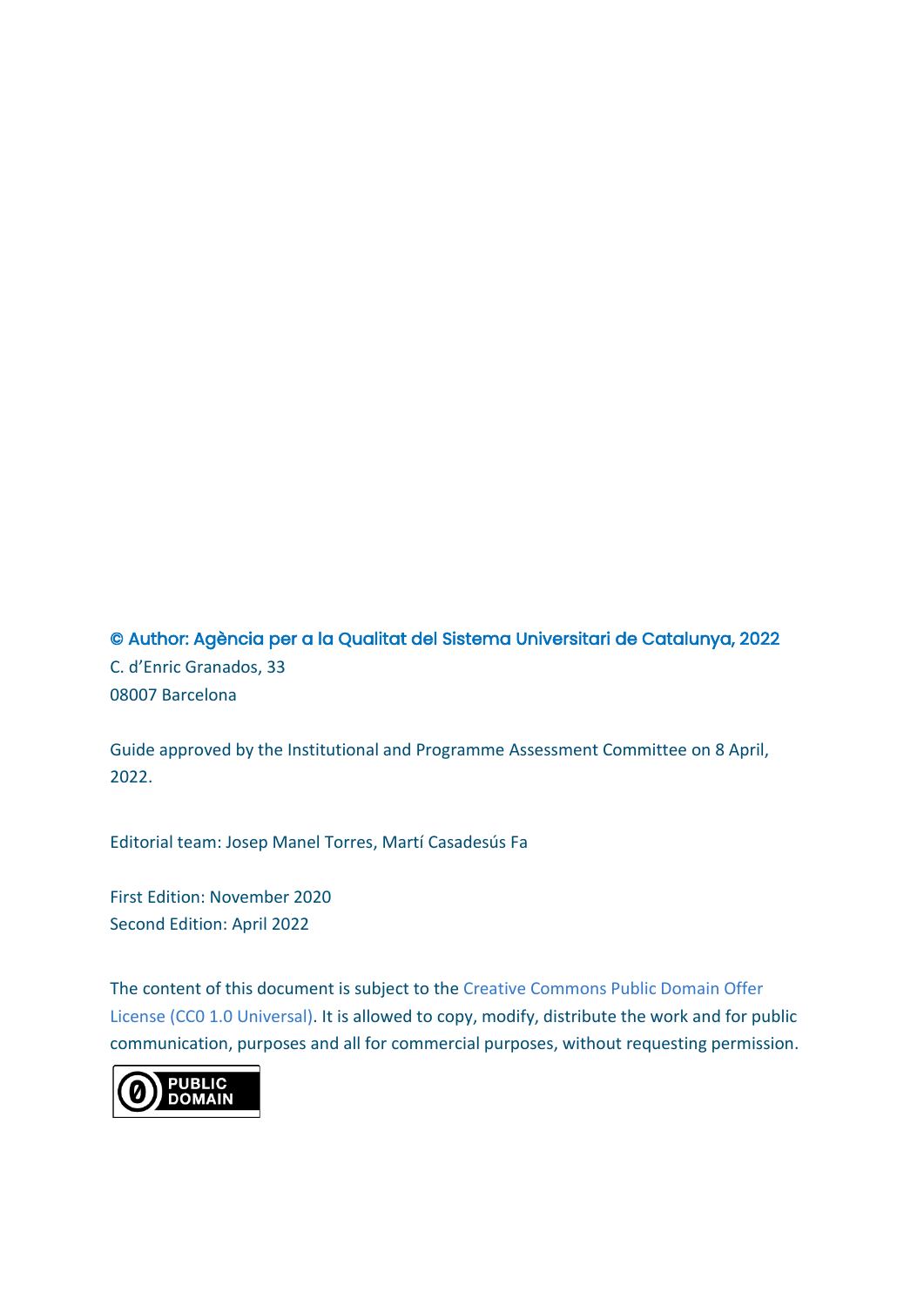**© Author: Agència per a la Qualitat del Sistema Universitari de Catalunya, 2022**
C. d'Enric Granados, 33
08007 Barcelona

Guide approved by the Institutional and Programme Assessment Committee on 8 April, 2022.

Editorial team: Josep Manel Torres, Martí Casadesús Fa

First Edition: November 2020
Second Edition: April 2022

The content of this document is subject to the Creative Commons Public Domain Offer License (CC0 1.0 Universal). It is allowed to copy, modify, distribute the work and for public communication, purposes and all for commercial purposes, without requesting permission.

PUBLIC DOMAIN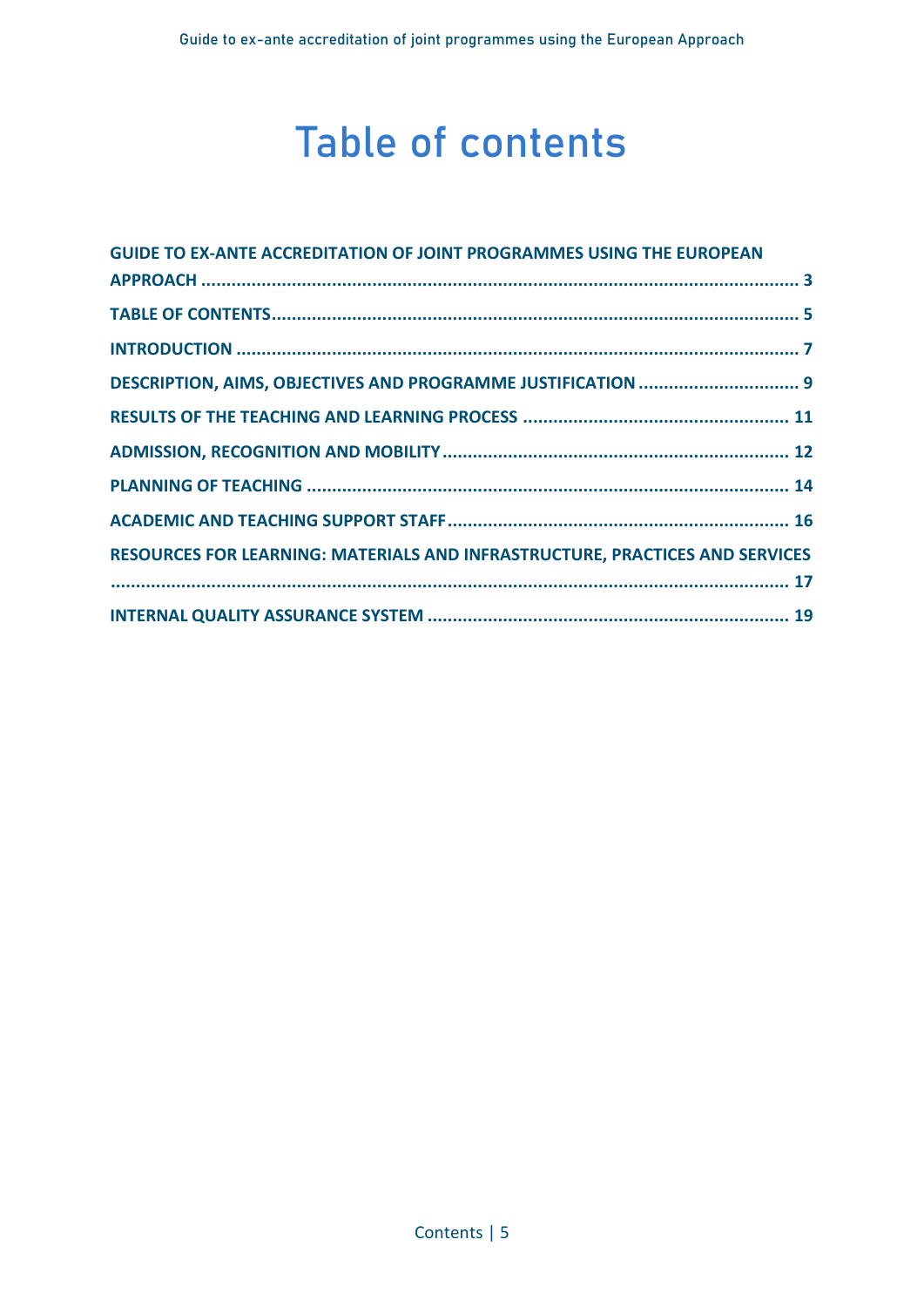# Table of contents

**GUIDE TO EX-ANTE ACCREDITATION OF JOINT PROGRAMMES USING THE EUROPEAN APPROACH ........ 3**

**TABLE OF CONTENTS ........ 5**

**INTRODUCTION ........ 7**

**DESCRIPTION, AIMS, OBJECTIVES AND PROGRAMME JUSTIFICATION ........ 9**

**RESULTS OF THE TEACHING AND LEARNING PROCESS ........ 11**

**ADMISSION, RECOGNITION AND MOBILITY ........ 12**

**PLANNING OF TEACHING ........ 14**

**ACADEMIC AND TEACHING SUPPORT STAFF ........ 16**

**RESOURCES FOR LEARNING: MATERIALS AND INFRASTRUCTURE, PRACTICES AND SERVICES ........ 17**

**INTERNAL QUALITY ASSURANCE SYSTEM ........ 19**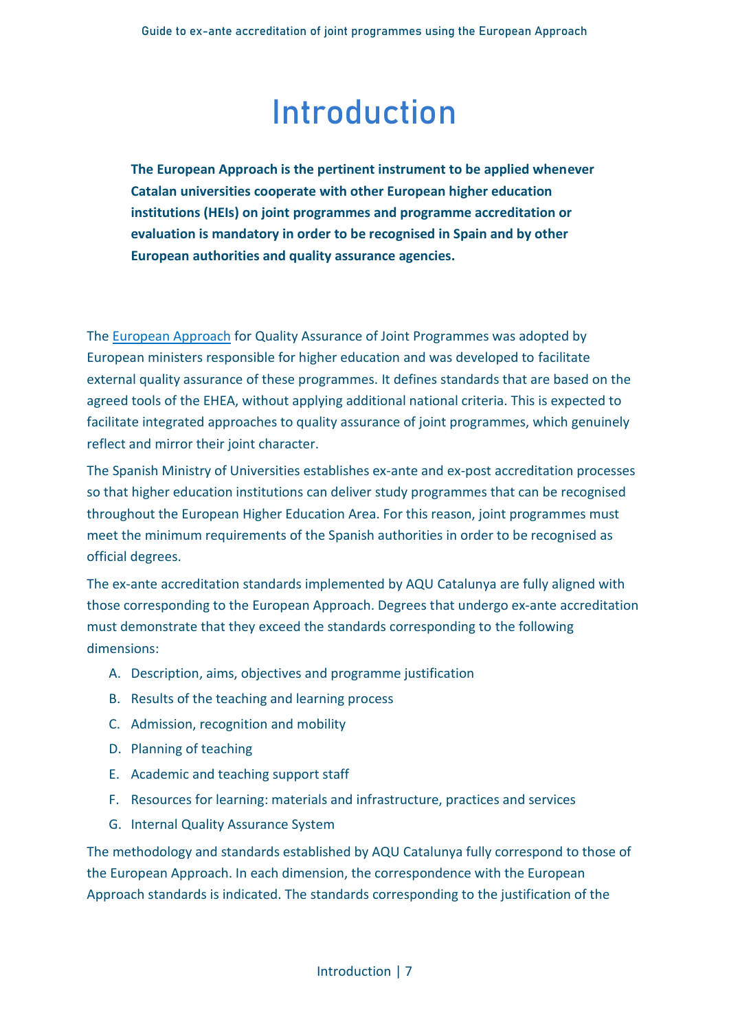# Introduction

**The European Approach is the pertinent instrument to be applied whenever Catalan universities cooperate with other European higher education institutions (HEIs) on joint programmes and programme accreditation or evaluation is mandatory in order to be recognised in Spain and by other European authorities and quality assurance agencies.**

The European Approach for Quality Assurance of Joint Programmes was adopted by European ministers responsible for higher education and was developed to facilitate external quality assurance of these programmes. It defines standards that are based on the agreed tools of the EHEA, without applying additional national criteria. This is expected to facilitate integrated approaches to quality assurance of joint programmes, which genuinely reflect and mirror their joint character.

The Spanish Ministry of Universities establishes ex-ante and ex-post accreditation processes so that higher education institutions can deliver study programmes that can be recognised throughout the European Higher Education Area. For this reason, joint programmes must meet the minimum requirements of the Spanish authorities in order to be recognised as official degrees.

The ex-ante accreditation standards implemented by AQU Catalunya are fully aligned with those corresponding to the European Approach. Degrees that undergo ex-ante accreditation must demonstrate that they exceed the standards corresponding to the following dimensions:

A. Description, aims, objectives and programme justification
B. Results of the teaching and learning process
C. Admission, recognition and mobility
D. Planning of teaching
E. Academic and teaching support staff
F. Resources for learning: materials and infrastructure, practices and services
G. Internal Quality Assurance System

The methodology and standards established by AQU Catalunya fully correspond to those of the European Approach. In each dimension, the correspondence with the European Approach standards is indicated. The standards corresponding to the justification of the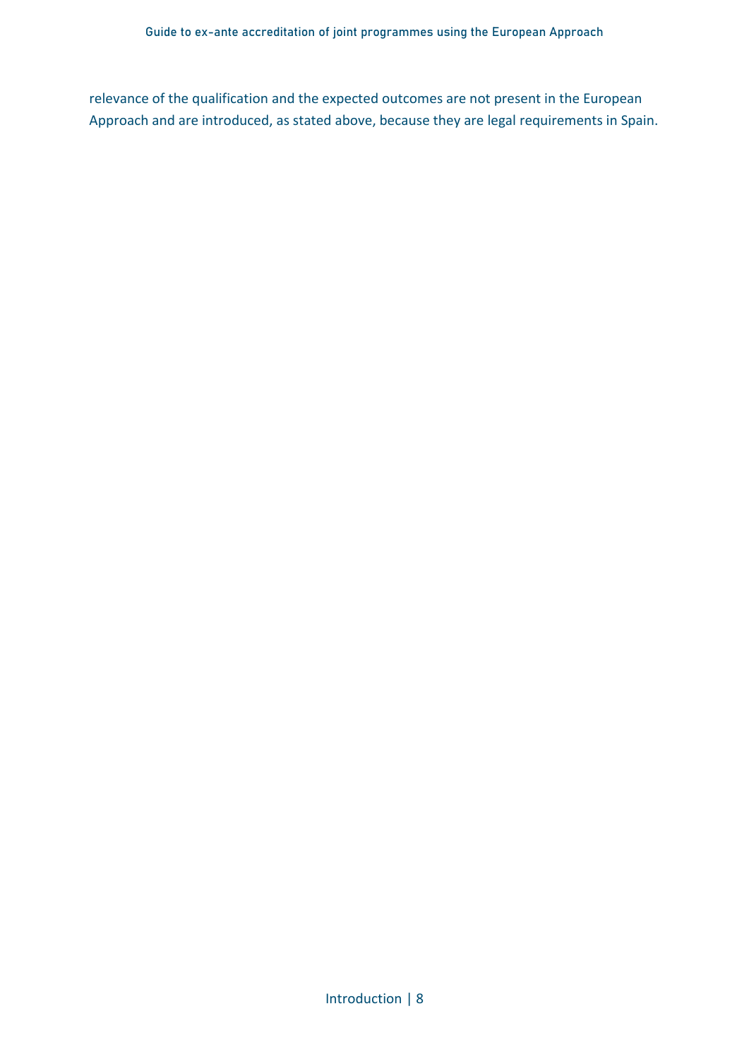relevance of the qualification and the expected outcomes are not present in the European Approach and are introduced, as stated above, because they are legal requirements in Spain.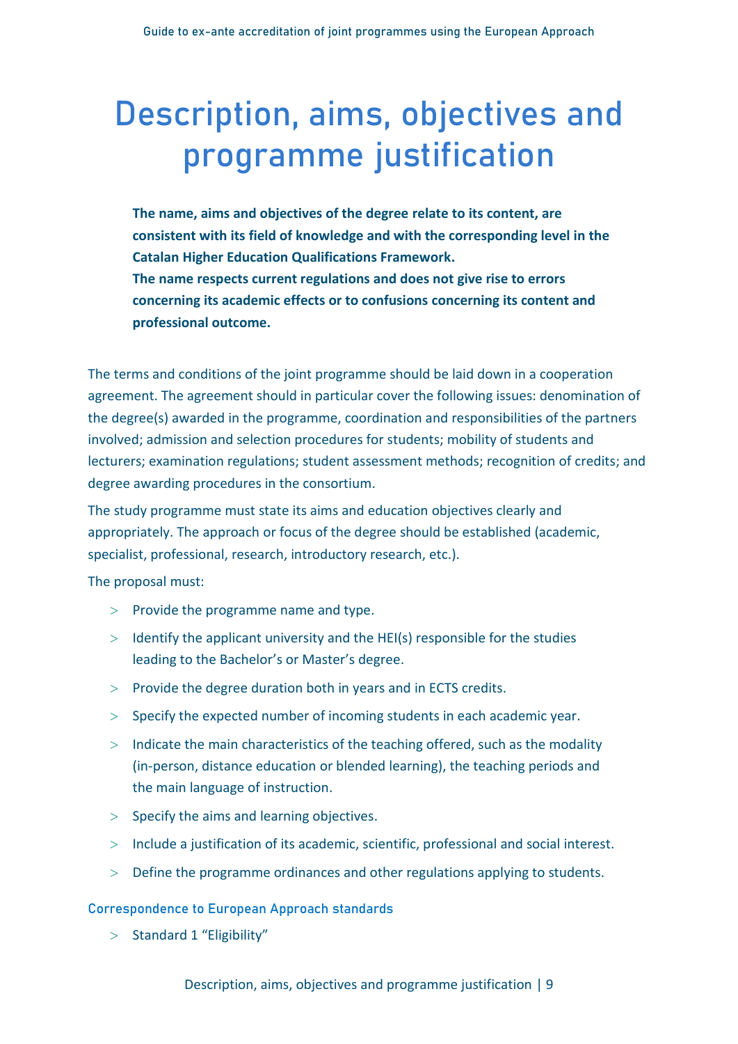# Description, aims, objectives and programme justification

**The name, aims and objectives of the degree relate to its content, are consistent with its field of knowledge and with the corresponding level in the Catalan Higher Education Qualifications Framework.**
**The name respects current regulations and does not give rise to errors concerning its academic effects or to confusions concerning its content and professional outcome.**

The terms and conditions of the joint programme should be laid down in a cooperation agreement. The agreement should in particular cover the following issues: denomination of the degree(s) awarded in the programme, coordination and responsibilities of the partners involved; admission and selection procedures for students; mobility of students and lecturers; examination regulations; student assessment methods; recognition of credits; and degree awarding procedures in the consortium.

The study programme must state its aims and education objectives clearly and appropriately. The approach or focus of the degree should be established (academic, specialist, professional, research, introductory research, etc.).

The proposal must:

- Provide the programme name and type.
- Identify the applicant university and the HEI(s) responsible for the studies leading to the Bachelor's or Master's degree.
- Provide the degree duration both in years and in ECTS credits.
- Specify the expected number of incoming students in each academic year.
- Indicate the main characteristics of the teaching offered, such as the modality (in-person, distance education or blended learning), the teaching periods and the main language of instruction.
- Specify the aims and learning objectives.
- Include a justification of its academic, scientific, professional and social interest.
- Define the programme ordinances and other regulations applying to students.

### Correspondence to European Approach standards

- Standard 1 "Eligibility"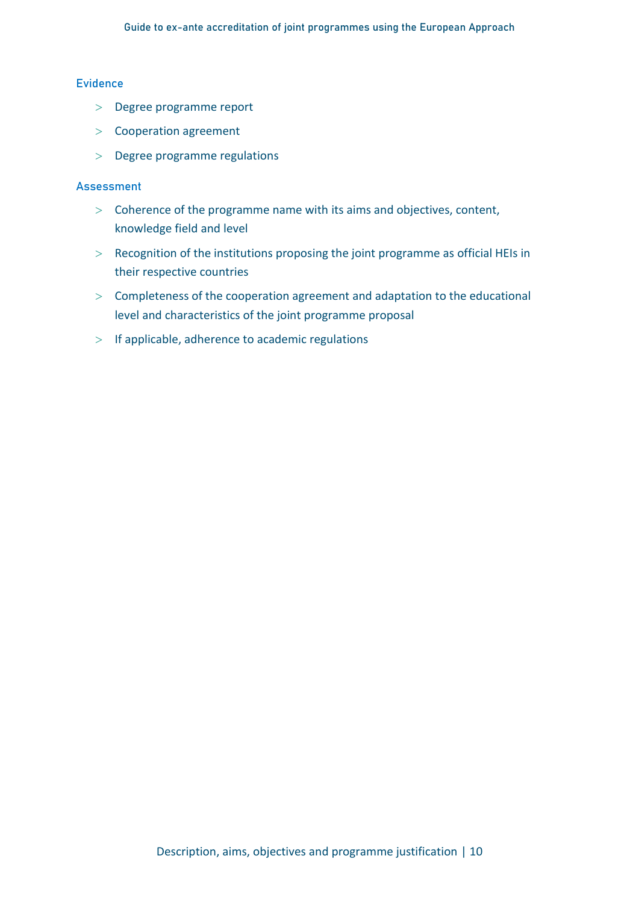### Evidence

- Degree programme report
- Cooperation agreement
- Degree programme regulations

### Assessment

- Coherence of the programme name with its aims and objectives, content, knowledge field and level
- Recognition of the institutions proposing the joint programme as official HEIs in their respective countries
- Completeness of the cooperation agreement and adaptation to the educational level and characteristics of the joint programme proposal
- If applicable, adherence to academic regulations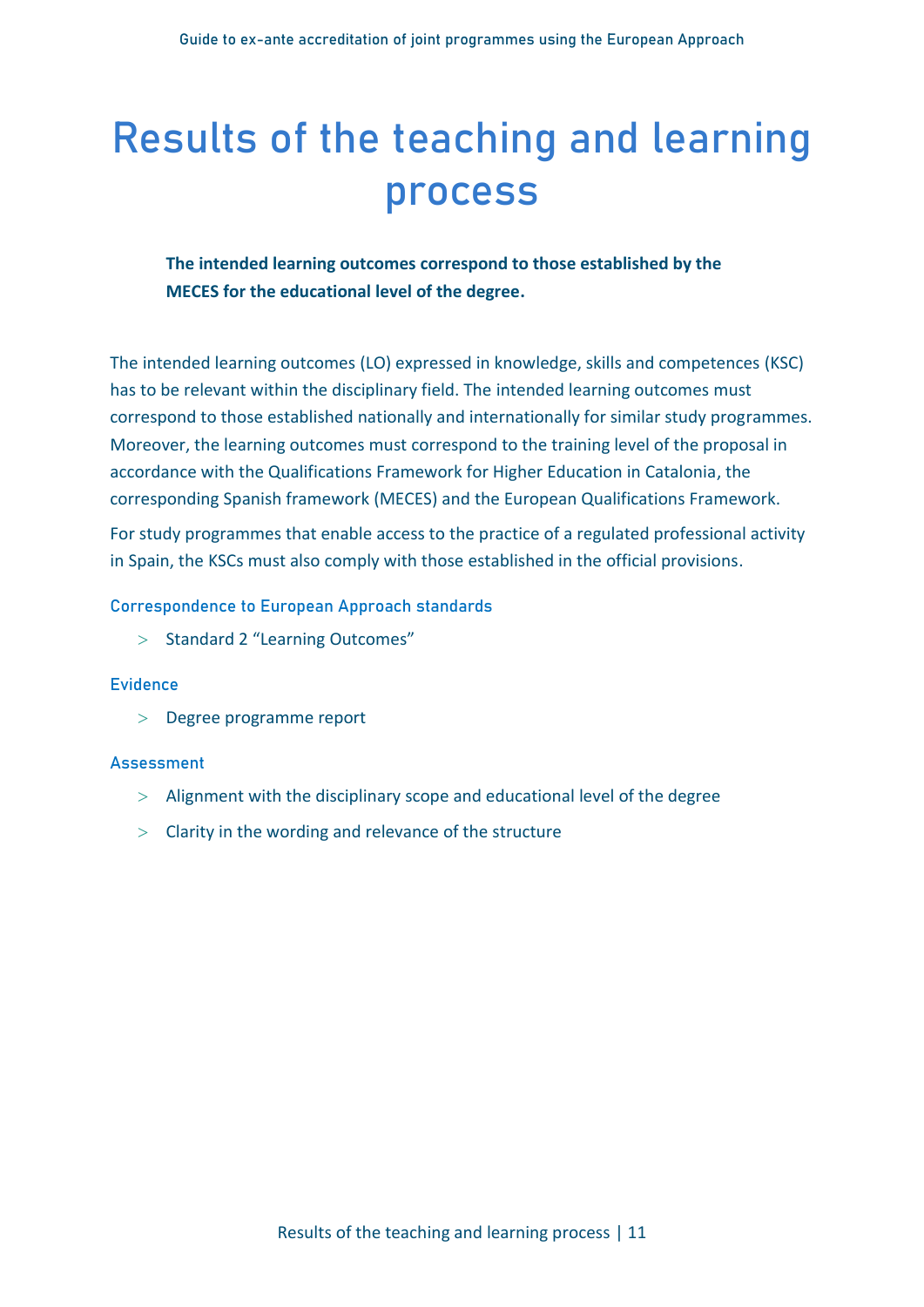# Results of the teaching and learning process

**The intended learning outcomes correspond to those established by the MECES for the educational level of the degree.**

The intended learning outcomes (LO) expressed in knowledge, skills and competences (KSC) has to be relevant within the disciplinary field. The intended learning outcomes must correspond to those established nationally and internationally for similar study programmes. Moreover, the learning outcomes must correspond to the training level of the proposal in accordance with the Qualifications Framework for Higher Education in Catalonia, the corresponding Spanish framework (MECES) and the European Qualifications Framework.

For study programmes that enable access to the practice of a regulated professional activity in Spain, the KSCs must also comply with those established in the official provisions.

### Correspondence to European Approach standards

- Standard 2 “Learning Outcomes”

### Evidence

- Degree programme report

### Assessment

- Alignment with the disciplinary scope and educational level of the degree
- Clarity in the wording and relevance of the structure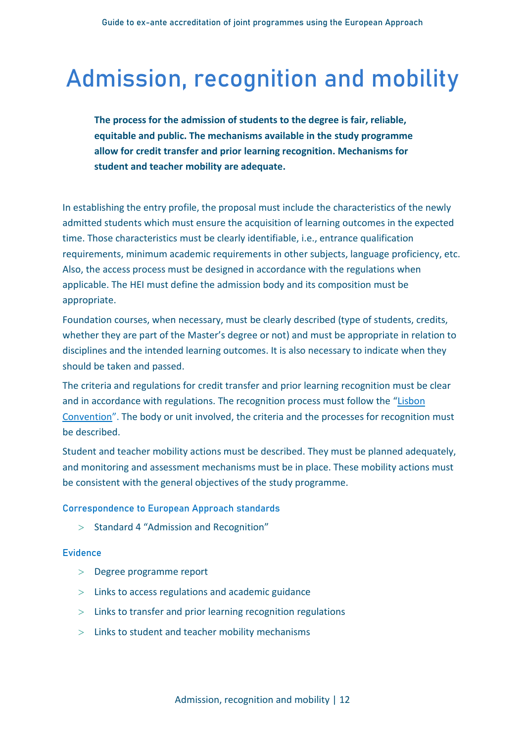# Admission, recognition and mobility

**The process for the admission of students to the degree is fair, reliable, equitable and public. The mechanisms available in the study programme allow for credit transfer and prior learning recognition. Mechanisms for student and teacher mobility are adequate.**

In establishing the entry profile, the proposal must include the characteristics of the newly admitted students which must ensure the acquisition of learning outcomes in the expected time. Those characteristics must be clearly identifiable, i.e., entrance qualification requirements, minimum academic requirements in other subjects, language proficiency, etc. Also, the access process must be designed in accordance with the regulations when applicable. The HEI must define the admission body and its composition must be appropriate.

Foundation courses, when necessary, must be clearly described (type of students, credits, whether they are part of the Master's degree or not) and must be appropriate in relation to disciplines and the intended learning outcomes. It is also necessary to indicate when they should be taken and passed.

The criteria and regulations for credit transfer and prior learning recognition must be clear and in accordance with regulations. The recognition process must follow the "Lisbon Convention". The body or unit involved, the criteria and the processes for recognition must be described.

Student and teacher mobility actions must be described. They must be planned adequately, and monitoring and assessment mechanisms must be in place. These mobility actions must be consistent with the general objectives of the study programme.

### Correspondence to European Approach standards

- Standard 4 "Admission and Recognition"

### Evidence

- Degree programme report
- Links to access regulations and academic guidance
- Links to transfer and prior learning recognition regulations
- Links to student and teacher mobility mechanisms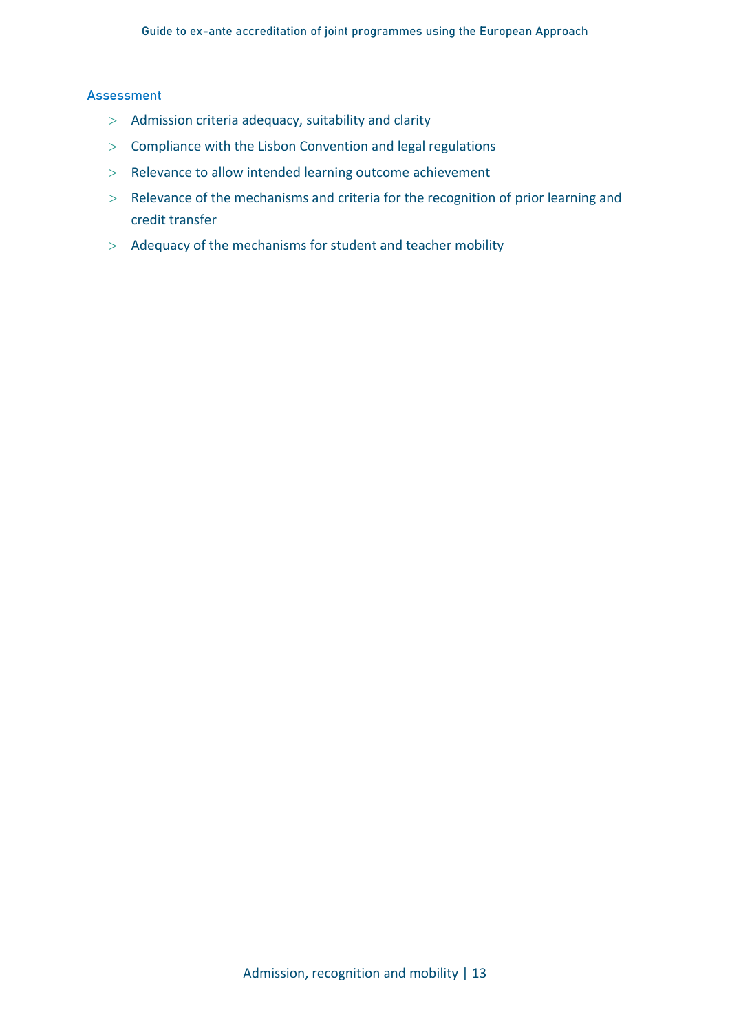### Assessment

- Admission criteria adequacy, suitability and clarity
- Compliance with the Lisbon Convention and legal regulations
- Relevance to allow intended learning outcome achievement
- Relevance of the mechanisms and criteria for the recognition of prior learning and credit transfer
- Adequacy of the mechanisms for student and teacher mobility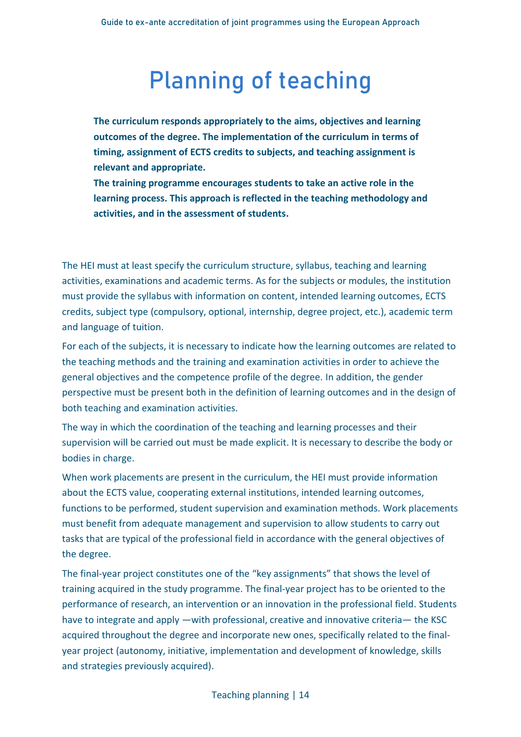# Planning of teaching

**The curriculum responds appropriately to the aims, objectives and learning outcomes of the degree. The implementation of the curriculum in terms of timing, assignment of ECTS credits to subjects, and teaching assignment is relevant and appropriate.**
**The training programme encourages students to take an active role in the learning process. This approach is reflected in the teaching methodology and activities, and in the assessment of students.**

The HEI must at least specify the curriculum structure, syllabus, teaching and learning activities, examinations and academic terms. As for the subjects or modules, the institution must provide the syllabus with information on content, intended learning outcomes, ECTS credits, subject type (compulsory, optional, internship, degree project, etc.), academic term and language of tuition.

For each of the subjects, it is necessary to indicate how the learning outcomes are related to the teaching methods and the training and examination activities in order to achieve the general objectives and the competence profile of the degree. In addition, the gender perspective must be present both in the definition of learning outcomes and in the design of both teaching and examination activities.

The way in which the coordination of the teaching and learning processes and their supervision will be carried out must be made explicit. It is necessary to describe the body or bodies in charge.

When work placements are present in the curriculum, the HEI must provide information about the ECTS value, cooperating external institutions, intended learning outcomes, functions to be performed, student supervision and examination methods. Work placements must benefit from adequate management and supervision to allow students to carry out tasks that are typical of the professional field in accordance with the general objectives of the degree.

The final-year project constitutes one of the "key assignments" that shows the level of training acquired in the study programme. The final-year project has to be oriented to the performance of research, an intervention or an innovation in the professional field. Students have to integrate and apply —with professional, creative and innovative criteria— the KSC acquired throughout the degree and incorporate new ones, specifically related to the final-year project (autonomy, initiative, implementation and development of knowledge, skills and strategies previously acquired).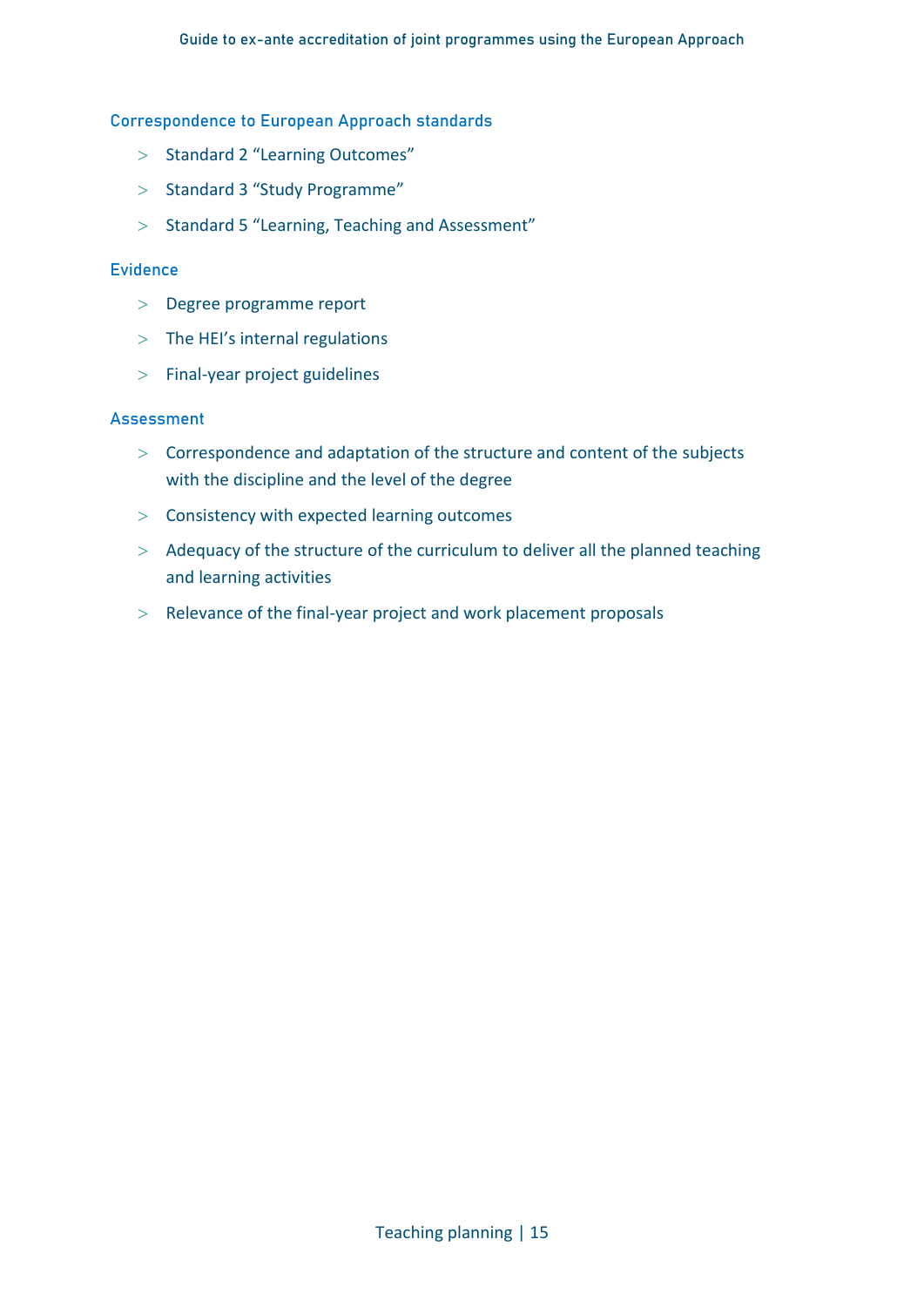### Correspondence to European Approach standards

- Standard 2 “Learning Outcomes”
- Standard 3 “Study Programme”
- Standard 5 “Learning, Teaching and Assessment”

### Evidence

- Degree programme report
- The HEI’s internal regulations
- Final-year project guidelines

### Assessment

- Correspondence and adaptation of the structure and content of the subjects with the discipline and the level of the degree
- Consistency with expected learning outcomes
- Adequacy of the structure of the curriculum to deliver all the planned teaching and learning activities
- Relevance of the final-year project and work placement proposals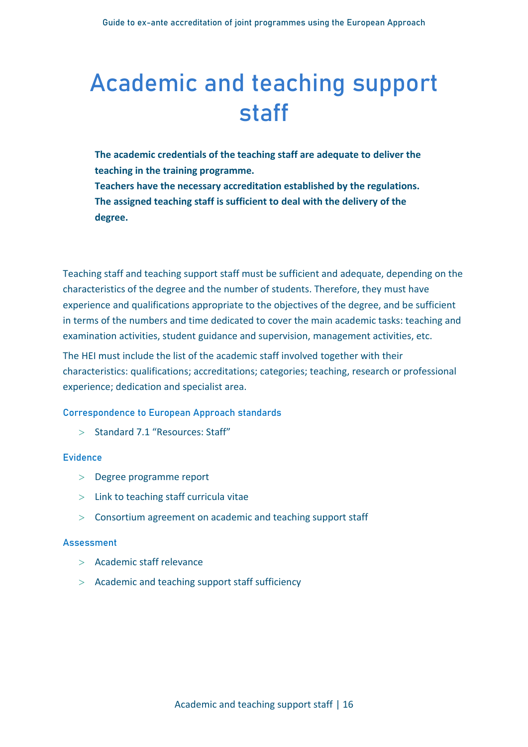# Academic and teaching support staff

**The academic credentials of the teaching staff are adequate to deliver the teaching in the training programme.**
**Teachers have the necessary accreditation established by the regulations.**
**The assigned teaching staff is sufficient to deal with the delivery of the degree.**

Teaching staff and teaching support staff must be sufficient and adequate, depending on the characteristics of the degree and the number of students. Therefore, they must have experience and qualifications appropriate to the objectives of the degree, and be sufficient in terms of the numbers and time dedicated to cover the main academic tasks: teaching and examination activities, student guidance and supervision, management activities, etc.

The HEI must include the list of the academic staff involved together with their characteristics: qualifications; accreditations; categories; teaching, research or professional experience; dedication and specialist area.

#### Correspondence to European Approach standards

- Standard 7.1 “Resources: Staff”

#### Evidence

- Degree programme report
- Link to teaching staff curricula vitae
- Consortium agreement on academic and teaching support staff

#### Assessment

- Academic staff relevance
- Academic and teaching support staff sufficiency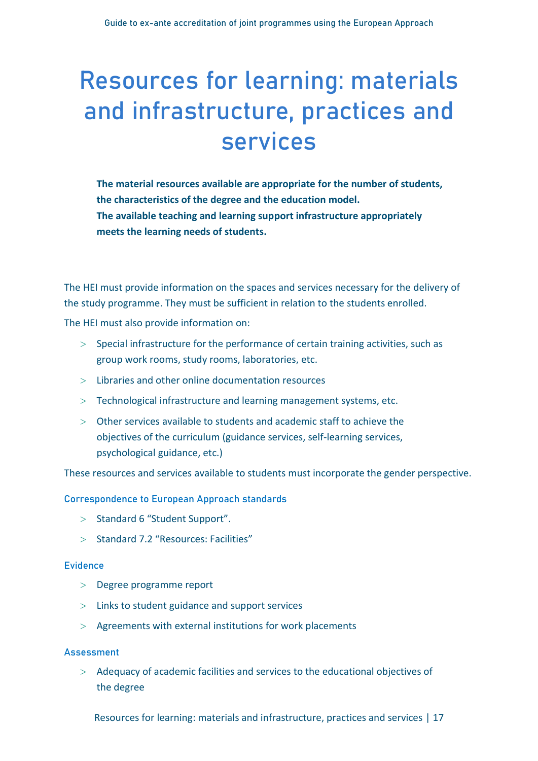# Resources for learning: materials and infrastructure, practices and services

**The material resources available are appropriate for the number of students, the characteristics of the degree and the education model.**
**The available teaching and learning support infrastructure appropriately meets the learning needs of students.**

The HEI must provide information on the spaces and services necessary for the delivery of the study programme. They must be sufficient in relation to the students enrolled.

The HEI must also provide information on:

- Special infrastructure for the performance of certain training activities, such as group work rooms, study rooms, laboratories, etc.
- Libraries and other online documentation resources
- Technological infrastructure and learning management systems, etc.
- Other services available to students and academic staff to achieve the objectives of the curriculum (guidance services, self-learning services, psychological guidance, etc.)

These resources and services available to students must incorporate the gender perspective.

### Correspondence to European Approach standards

- Standard 6 "Student Support".
- Standard 7.2 "Resources: Facilities"

### Evidence

- Degree programme report
- Links to student guidance and support services
- Agreements with external institutions for work placements

### Assessment

- Adequacy of academic facilities and services to the educational objectives of the degree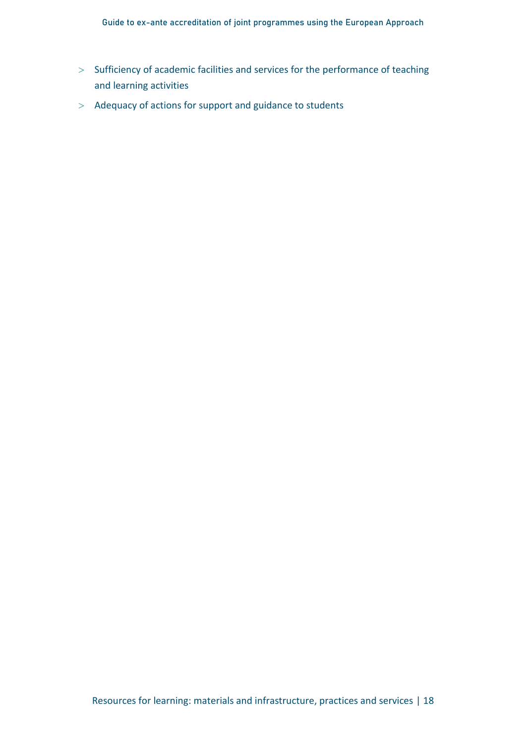- Sufficiency of academic facilities and services for the performance of teaching and learning activities
- Adequacy of actions for support and guidance to students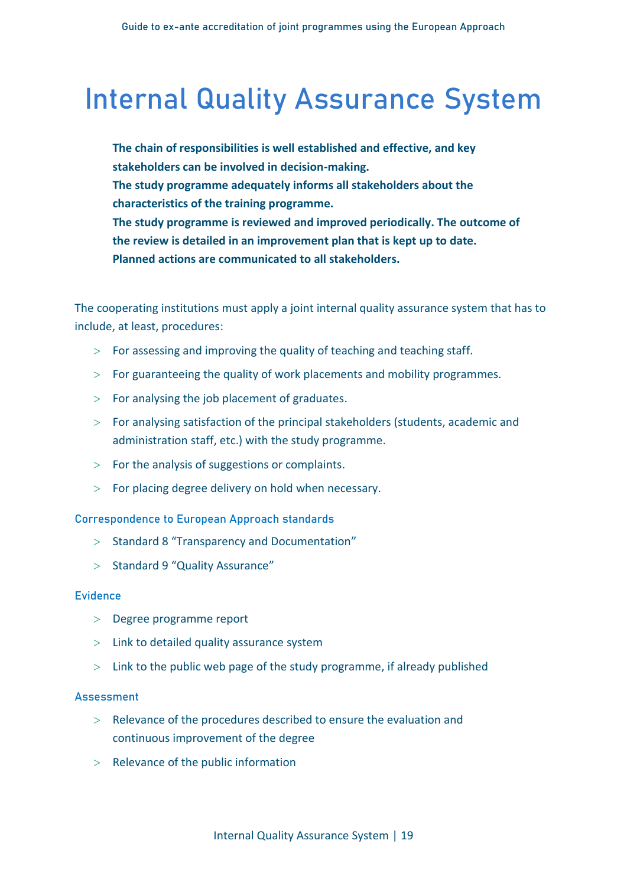# Internal Quality Assurance System

**The chain of responsibilities is well established and effective, and key stakeholders can be involved in decision-making.**
**The study programme adequately informs all stakeholders about the characteristics of the training programme.**
**The study programme is reviewed and improved periodically. The outcome of the review is detailed in an improvement plan that is kept up to date. Planned actions are communicated to all stakeholders.**

The cooperating institutions must apply a joint internal quality assurance system that has to include, at least, procedures:

- For assessing and improving the quality of teaching and teaching staff.
- For guaranteeing the quality of work placements and mobility programmes.
- For analysing the job placement of graduates.
- For analysing satisfaction of the principal stakeholders (students, academic and administration staff, etc.) with the study programme.
- For the analysis of suggestions or complaints.
- For placing degree delivery on hold when necessary.

### Correspondence to European Approach standards

- Standard 8 "Transparency and Documentation"
- Standard 9 "Quality Assurance"

### Evidence

- Degree programme report
- Link to detailed quality assurance system
- Link to the public web page of the study programme, if already published

### Assessment

- Relevance of the procedures described to ensure the evaluation and continuous improvement of the degree
- Relevance of the public information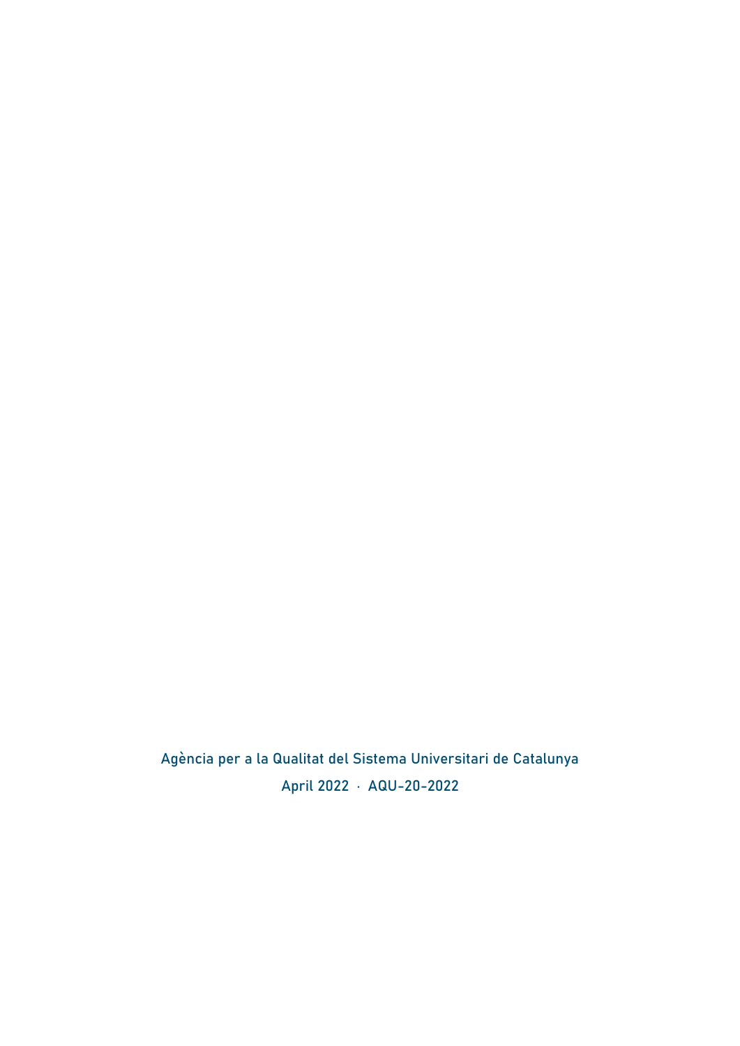Agència per a la Qualitat del Sistema Universitari de Catalunya

April 2022 · AQU-20-2022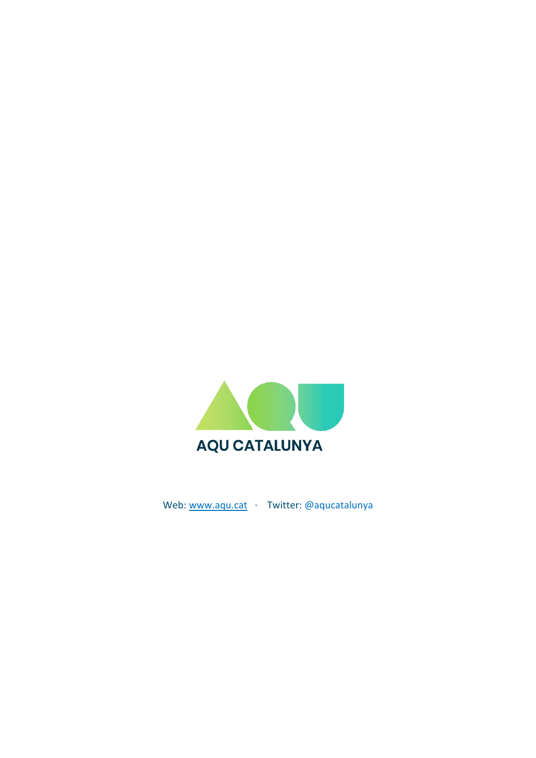AQU CATALUNYA

Web: www.aqu.cat · Twitter: @aqucatalunya